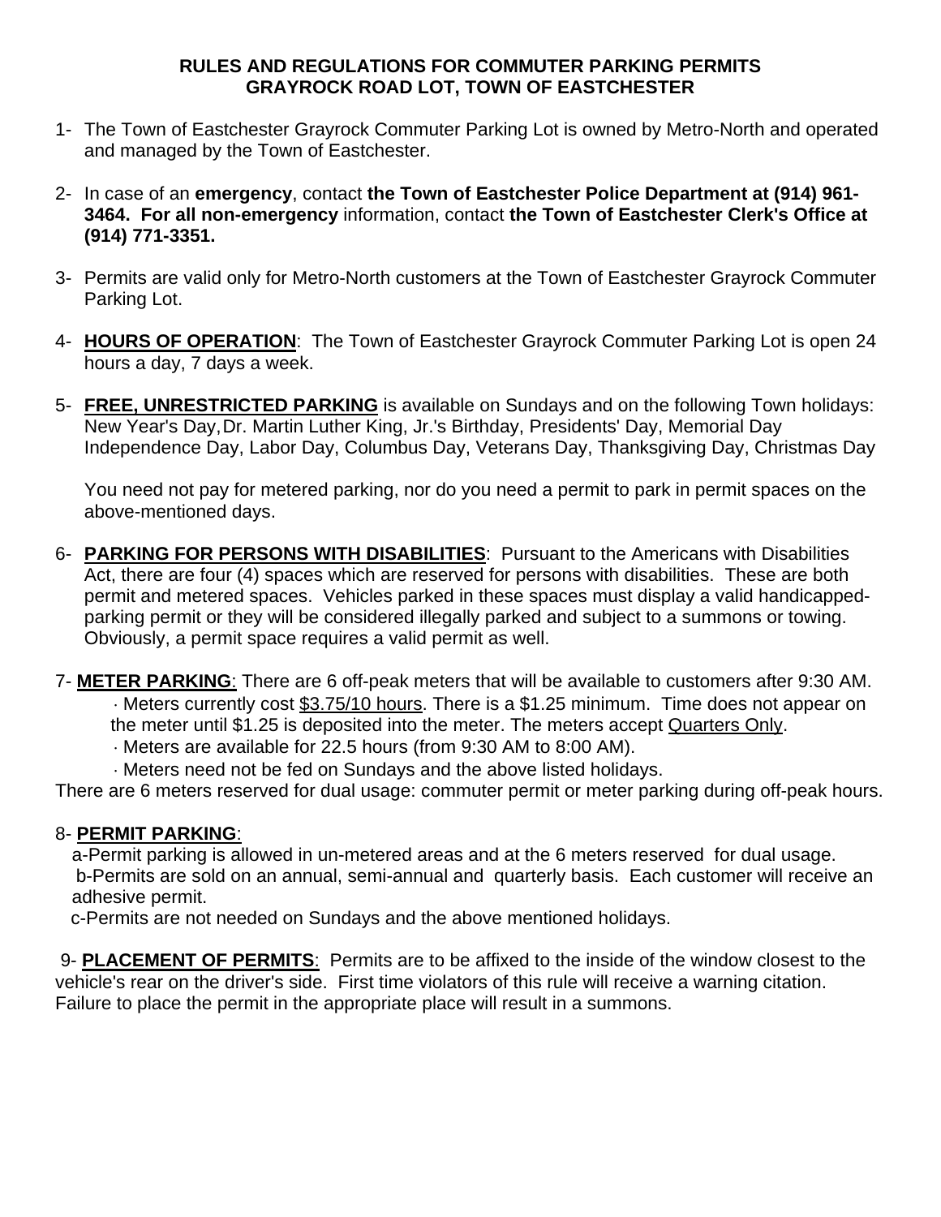# RULES AND REGULATIONS FOR COMMUTER PARKING PERMITS
## GRAYROCK ROAD LOT, TOWN OF EASTCHESTER

1- The Town of Eastchester Grayrock Commuter Parking Lot is owned by Metro-North and operated and managed by the Town of Eastchester.

2- In case of an **emergency**, contact **the Town of Eastchester Police Department at (914) 961-3464. For all non-emergency** information, contact **the Town of Eastchester Clerk's Office at (914) 771-3351.**

3- Permits are valid only for Metro-North customers at the Town of Eastchester Grayrock Commuter Parking Lot.

4- **HOURS OF OPERATION**: The Town of Eastchester Grayrock Commuter Parking Lot is open 24 hours a day, 7 days a week.

5- **FREE, UNRESTRICTED PARKING** is available on Sundays and on the following Town holidays: New Year's Day, Dr. Martin Luther King, Jr.'s Birthday, Presidents' Day, Memorial Day Independence Day, Labor Day, Columbus Day, Veterans Day, Thanksgiving Day, Christmas Day

You need not pay for metered parking, nor do you need a permit to park in permit spaces on the above-mentioned days.

6- **PARKING FOR PERSONS WITH DISABILITIES**: Pursuant to the Americans with Disabilities Act, there are four (4) spaces which are reserved for persons with disabilities. These are both permit and metered spaces. Vehicles parked in these spaces must display a valid handicapped-parking permit or they will be considered illegally parked and subject to a summons or towing. Obviously, a permit space requires a valid permit as well.

7- **METER PARKING**: There are 6 off-peak meters that will be available to customers after 9:30 AM.

- Meters currently cost $3.75/10 hours. There is a $1.25 minimum. Time does not appear on the meter until $1.25 is deposited into the meter. The meters accept Quarters Only.
- Meters are available for 22.5 hours (from 9:30 AM to 8:00 AM).
- Meters need not be fed on Sundays and the above listed holidays.

There are 6 meters reserved for dual usage: commuter permit or meter parking during off-peak hours.

8- **PERMIT PARKING**:

a-Permit parking is allowed in un-metered areas and at the 6 meters reserved for dual usage.
b-Permits are sold on an annual, semi-annual and quarterly basis. Each customer will receive an adhesive permit.
c-Permits are not needed on Sundays and the above mentioned holidays.

9- **PLACEMENT OF PERMITS**: Permits are to be affixed to the inside of the window closest to the vehicle's rear on the driver's side. First time violators of this rule will receive a warning citation. Failure to place the permit in the appropriate place will result in a summons.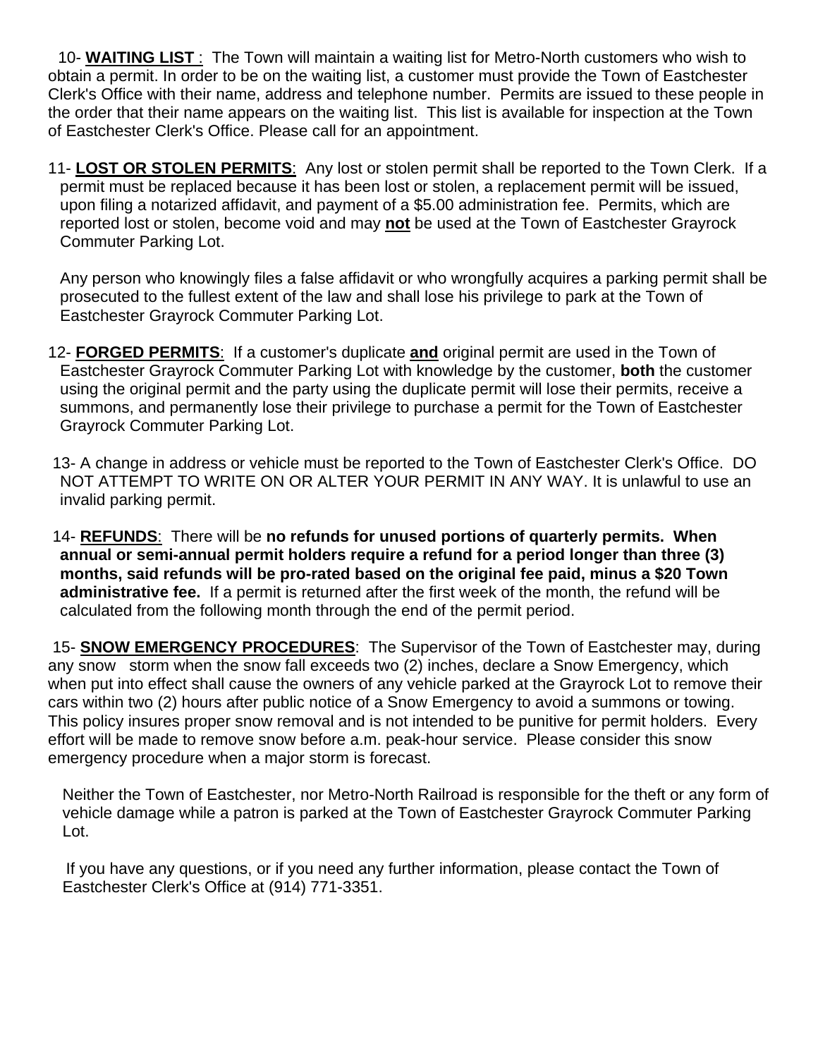10- **WAITING LIST** : The Town will maintain a waiting list for Metro-North customers who wish to obtain a permit. In order to be on the waiting list, a customer must provide the Town of Eastchester Clerk's Office with their name, address and telephone number. Permits are issued to these people in the order that their name appears on the waiting list. This list is available for inspection at the Town of Eastchester Clerk's Office. Please call for an appointment.

11- **LOST OR STOLEN PERMITS**: Any lost or stolen permit shall be reported to the Town Clerk. If a permit must be replaced because it has been lost or stolen, a replacement permit will be issued, upon filing a notarized affidavit, and payment of a $5.00 administration fee. Permits, which are reported lost or stolen, become void and may **not** be used at the Town of Eastchester Grayrock Commuter Parking Lot.

Any person who knowingly files a false affidavit or who wrongfully acquires a parking permit shall be prosecuted to the fullest extent of the law and shall lose his privilege to park at the Town of Eastchester Grayrock Commuter Parking Lot.

12- **FORGED PERMITS**: If a customer's duplicate **and** original permit are used in the Town of Eastchester Grayrock Commuter Parking Lot with knowledge by the customer, **both** the customer using the original permit and the party using the duplicate permit will lose their permits, receive a summons, and permanently lose their privilege to purchase a permit for the Town of Eastchester Grayrock Commuter Parking Lot.

13- A change in address or vehicle must be reported to the Town of Eastchester Clerk's Office. DO NOT ATTEMPT TO WRITE ON OR ALTER YOUR PERMIT IN ANY WAY. It is unlawful to use an invalid parking permit.

14- **REFUNDS**: There will be **no refunds for unused portions of quarterly permits. When annual or semi-annual permit holders require a refund for a period longer than three (3) months, said refunds will be pro-rated based on the original fee paid, minus a $20 Town administrative fee.** If a permit is returned after the first week of the month, the refund will be calculated from the following month through the end of the permit period.

15- **SNOW EMERGENCY PROCEDURES**: The Supervisor of the Town of Eastchester may, during any snow storm when the snow fall exceeds two (2) inches, declare a Snow Emergency, which when put into effect shall cause the owners of any vehicle parked at the Grayrock Lot to remove their cars within two (2) hours after public notice of a Snow Emergency to avoid a summons or towing. This policy insures proper snow removal and is not intended to be punitive for permit holders. Every effort will be made to remove snow before a.m. peak-hour service. Please consider this snow emergency procedure when a major storm is forecast.

Neither the Town of Eastchester, nor Metro-North Railroad is responsible for the theft or any form of vehicle damage while a patron is parked at the Town of Eastchester Grayrock Commuter Parking Lot.

If you have any questions, or if you need any further information, please contact the Town of Eastchester Clerk's Office at (914) 771-3351.